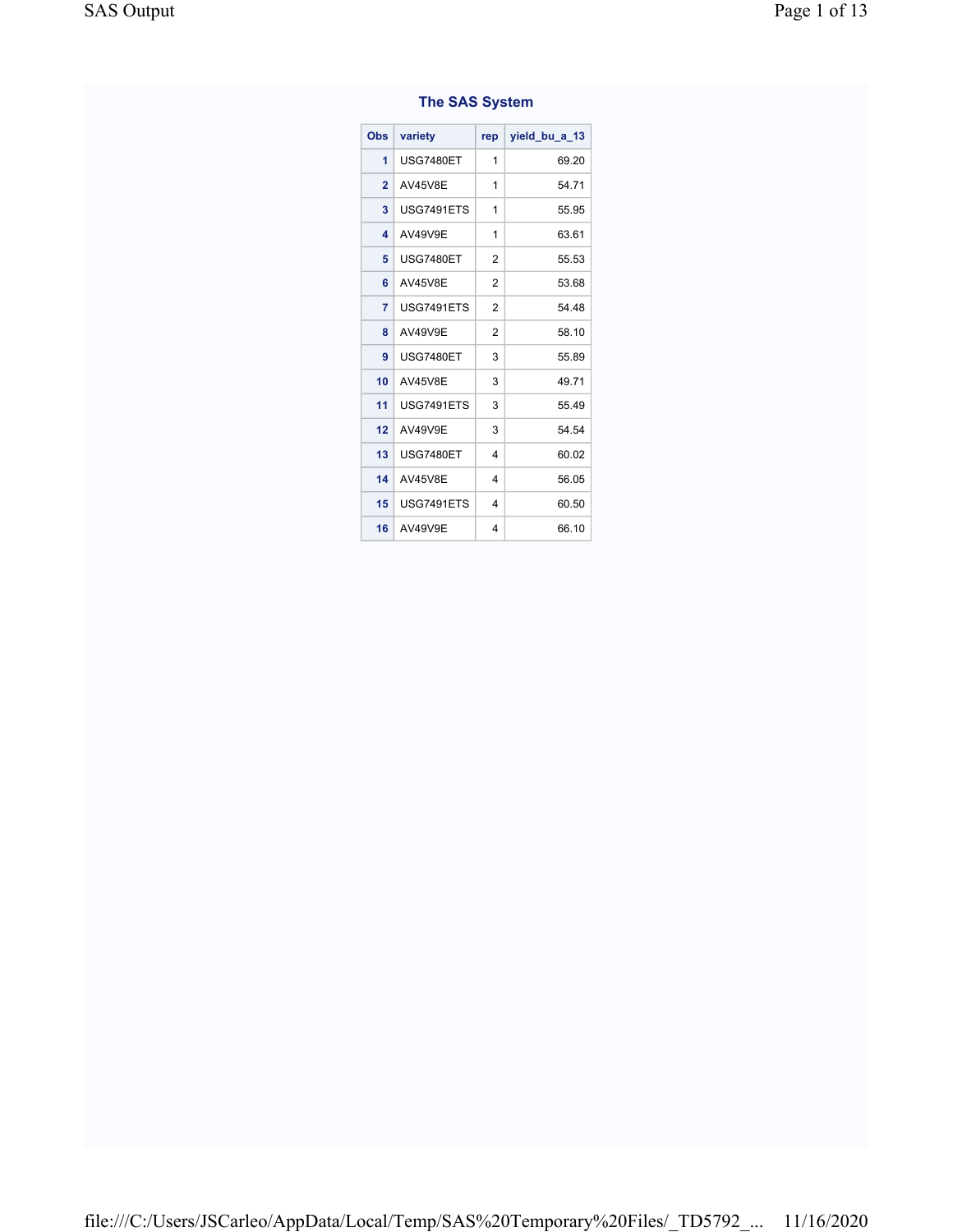## The SAS System

| Obs | variety | rep | yield_bu_a_13 |
|---|---|---|---|
| 1 | USG7480ET | 1 | 69.20 |
| 2 | AV45V8E | 1 | 54.71 |
| 3 | USG7491ETS | 1 | 55.95 |
| 4 | AV49V9E | 1 | 63.61 |
| 5 | USG7480ET | 2 | 55.53 |
| 6 | AV45V8E | 2 | 53.68 |
| 7 | USG7491ETS | 2 | 54.48 |
| 8 | AV49V9E | 2 | 58.10 |
| 9 | USG7480ET | 3 | 55.89 |
| 10 | AV45V8E | 3 | 49.71 |
| 11 | USG7491ETS | 3 | 55.49 |
| 12 | AV49V9E | 3 | 54.54 |
| 13 | USG7480ET | 4 | 60.02 |
| 14 | AV45V8E | 4 | 56.05 |
| 15 | USG7491ETS | 4 | 60.50 |
| 16 | AV49V9E | 4 | 66.10 |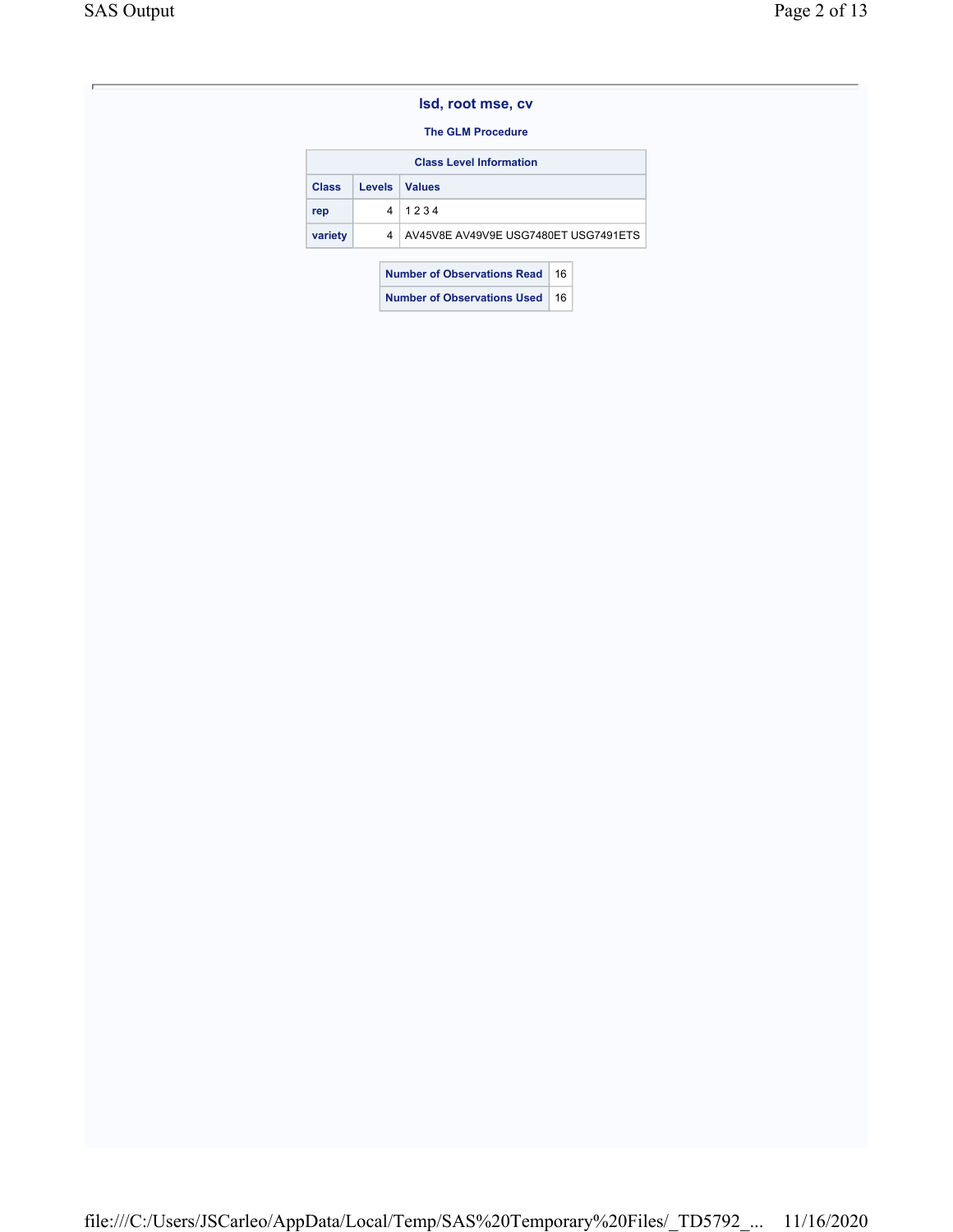## lsd, root mse, cv

### The GLM Procedure

| Class Level Information | | |
|---|---|---|
| **Class** | **Levels** | **Values** |
| **rep** | 4 | 1 2 3 4 |
| **variety** | 4 | AV45V8E AV49V9E USG7480ET USG7491ETS |

| | |
|---|---|
| **Number of Observations Read** | 16 |
| **Number of Observations Used** | 16 |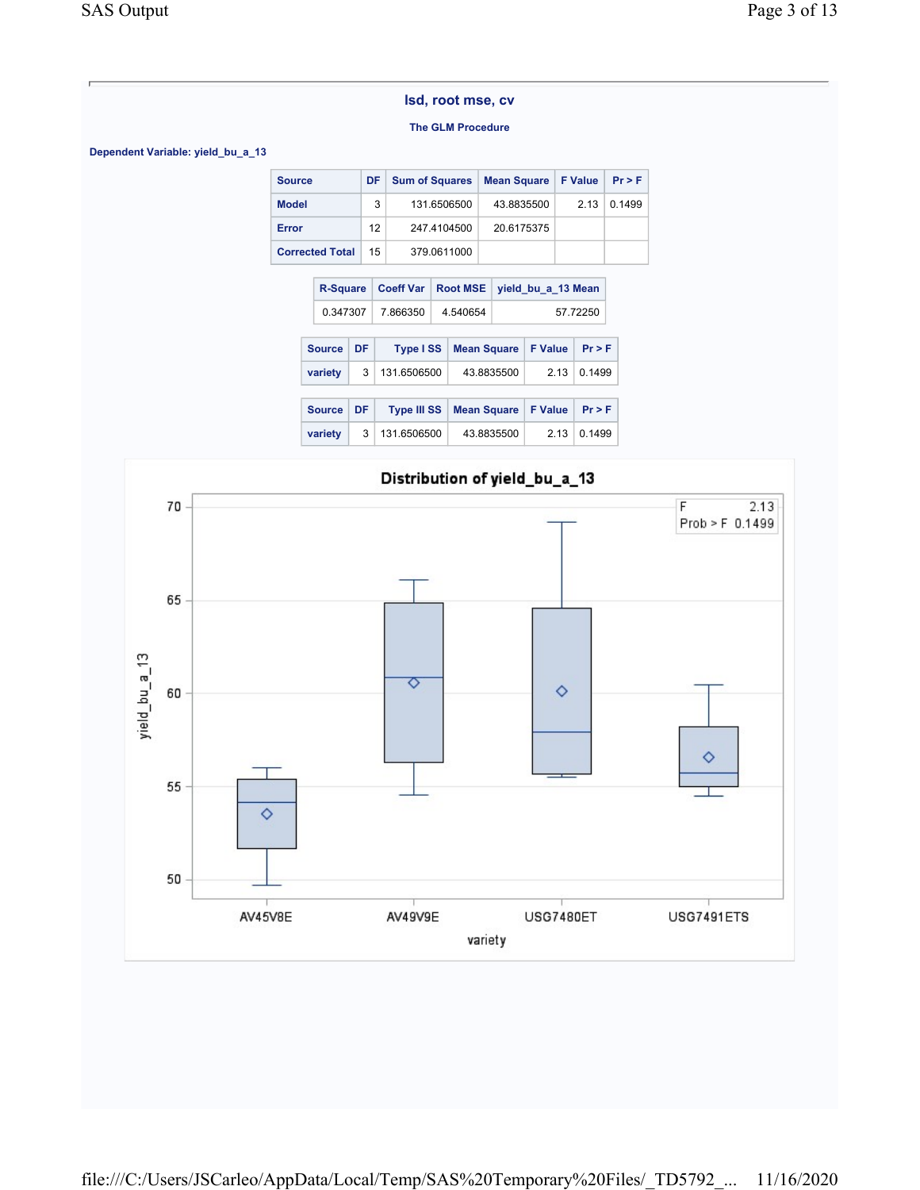## lsd, root mse, cv

### The GLM Procedure

**Dependent Variable: yield_bu_a_13**

| Source | DF | Sum of Squares | Mean Square | F Value | Pr > F |
|---|---|---|---|---|---|
| Model | 3 | 131.6506500 | 43.8835500 | 2.13 | 0.1499 |
| Error | 12 | 247.4104500 | 20.6175375 | | |
| Corrected Total | 15 | 379.0611000 | | | |

| R-Square | Coeff Var | Root MSE | yield_bu_a_13 Mean |
|---|---|---|---|
| 0.347307 | 7.866350 | 4.540654 | 57.72250 |

| Source | DF | Type I SS | Mean Square | F Value | Pr > F |
|---|---|---|---|---|---|
| variety | 3 | 131.6506500 | 43.8835500 | 2.13 | 0.1499 |

| Source | DF | Type III SS | Mean Square | F Value | Pr > F |
|---|---|---|---|---|---|
| variety | 3 | 131.6506500 | 43.8835500 | 2.13 | 0.1499 |

**Distribution of yield_bu_a_13**

F 2.13
Prob > F 0.1499

yield_bu_a_13 by variety: AV45V8E, AV49V9E, USG7480ET, USG7491ETS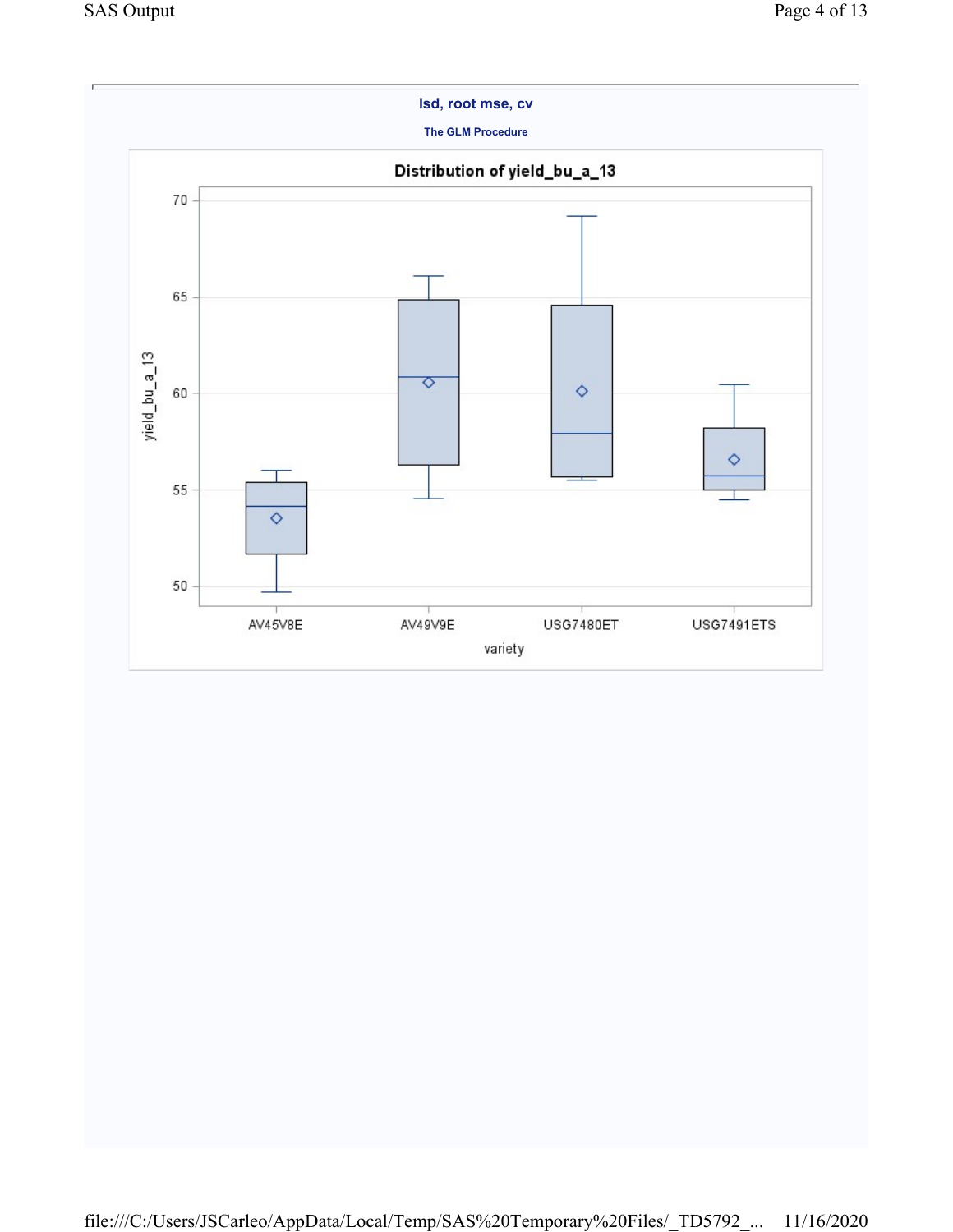**lsd, root mse, cv**

**The GLM Procedure**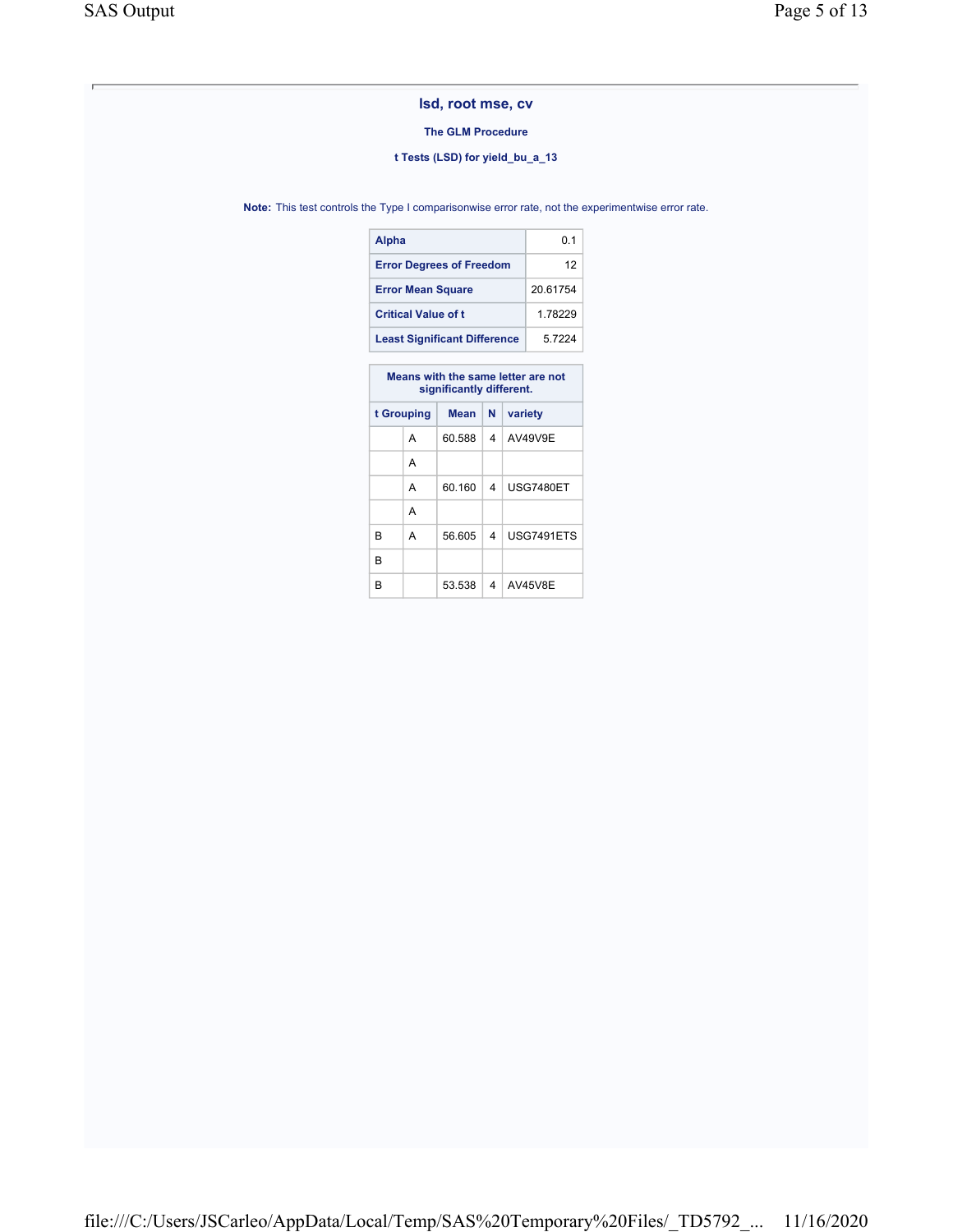## lsd, root mse, cv

### The GLM Procedure

### t Tests (LSD) for yield_bu_a_13

**Note:** This test controls the Type I comparisonwise error rate, not the experimentwise error rate.

| | |
|---|---|
| **Alpha** | 0.1 |
| **Error Degrees of Freedom** | 12 |
| **Error Mean Square** | 20.61754 |
| **Critical Value of t** | 1.78229 |
| **Least Significant Difference** | 5.7224 |

**Means with the same letter are not significantly different.**

| t Grouping | | Mean | N | variety |
|---|---|---|---|---|
| | A | 60.588 | 4 | AV49V9E |
| | A | | | |
| | A | 60.160 | 4 | USG7480ET |
| | A | | | |
| B | A | 56.605 | 4 | USG7491ETS |
| B | | | | |
| B | | 53.538 | 4 | AV45V8E |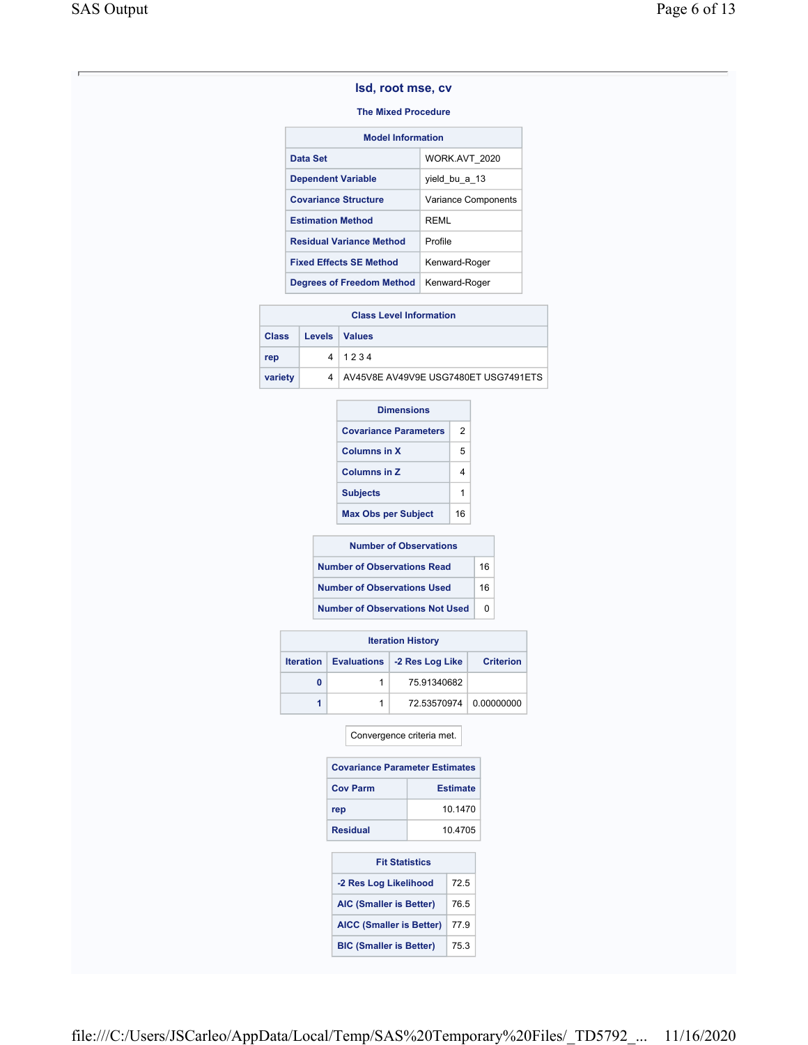## lsd, root mse, cv

### The Mixed Procedure

| Model Information | |
|---|---|
| Data Set | WORK.AVT_2020 |
| Dependent Variable | yield_bu_a_13 |
| Covariance Structure | Variance Components |
| Estimation Method | REML |
| Residual Variance Method | Profile |
| Fixed Effects SE Method | Kenward-Roger |
| Degrees of Freedom Method | Kenward-Roger |

| Class Level Information | | |
|---|---|---|
| Class | Levels | Values |
| rep | 4 | 1 2 3 4 |
| variety | 4 | AV45V8E AV49V9E USG7480ET USG7491ETS |

| Dimensions | |
|---|---|
| Covariance Parameters | 2 |
| Columns in X | 5 |
| Columns in Z | 4 |
| Subjects | 1 |
| Max Obs per Subject | 16 |

| Number of Observations | |
|---|---|
| Number of Observations Read | 16 |
| Number of Observations Used | 16 |
| Number of Observations Not Used | 0 |

| Iteration History | | | |
|---|---|---|---|
| Iteration | Evaluations | -2 Res Log Like | Criterion |
| 0 | 1 | 75.91340682 | |
| 1 | 1 | 72.53570974 | 0.00000000 |

Convergence criteria met.

| Covariance Parameter Estimates | |
|---|---|
| Cov Parm | Estimate |
| rep | 10.1470 |
| Residual | 10.4705 |

| Fit Statistics | |
|---|---|
| -2 Res Log Likelihood | 72.5 |
| AIC (Smaller is Better) | 76.5 |
| AICC (Smaller is Better) | 77.9 |
| BIC (Smaller is Better) | 75.3 |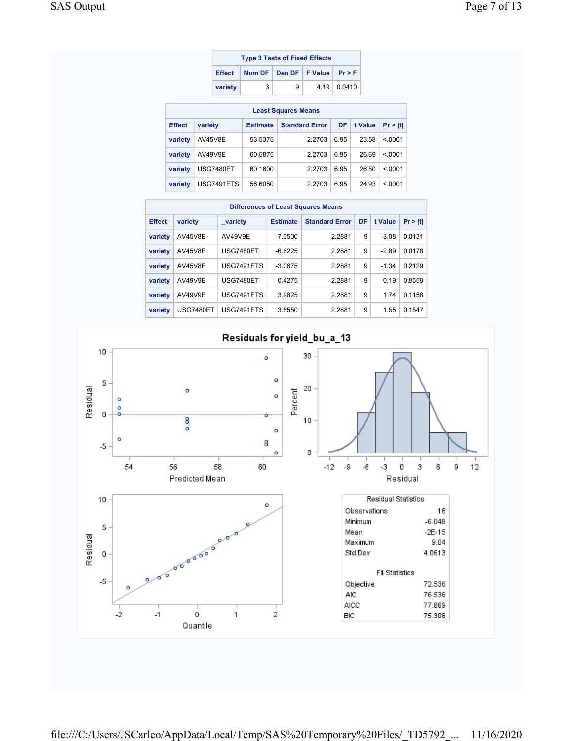**Type 3 Tests of Fixed Effects**

| Effect | Num DF | Den DF | F Value | Pr > F |
|---|---|---|---|---|
| variety | 3 | 9 | 4.19 | 0.0410 |

**Least Squares Means**

| Effect | variety | Estimate | Standard Error | DF | t Value | Pr > \|t\| |
|---|---|---|---|---|---|---|
| variety | AV45V8E | 53.5375 | 2.2703 | 6.95 | 23.58 | <.0001 |
| variety | AV49V9E | 60.5875 | 2.2703 | 6.95 | 26.69 | <.0001 |
| variety | USG7480ET | 60.1600 | 2.2703 | 6.95 | 26.50 | <.0001 |
| variety | USG7491ETS | 56.6050 | 2.2703 | 6.95 | 24.93 | <.0001 |

**Differences of Least Squares Means**

| Effect | variety | _variety | Estimate | Standard Error | DF | t Value | Pr > \|t\| |
|---|---|---|---|---|---|---|---|
| variety | AV45V8E | AV49V9E | -7.0500 | 2.2881 | 9 | -3.08 | 0.0131 |
| variety | AV45V8E | USG7480ET | -6.6225 | 2.2881 | 9 | -2.89 | 0.0178 |
| variety | AV45V8E | USG7491ETS | -3.0675 | 2.2881 | 9 | -1.34 | 0.2129 |
| variety | AV49V9E | USG7480ET | 0.4275 | 2.2881 | 9 | 0.19 | 0.8559 |
| variety | AV49V9E | USG7491ETS | 3.9825 | 2.2881 | 9 | 1.74 | 0.1158 |
| variety | USG7480ET | USG7491ETS | 3.5550 | 2.2881 | 9 | 1.55 | 0.1547 |

**Residuals for yield_bu_a_13**

**Residual Statistics**

| | |
|---|---|
| Observations | 16 |
| Minimum | -6.048 |
| Mean | -2E-15 |
| Maximum | 9.04 |
| Std Dev | 4.0613 |

**Fit Statistics**

| | |
|---|---|
| Objective | 72.536 |
| AIC | 76.536 |
| AICC | 77.869 |
| BIC | 75.308 |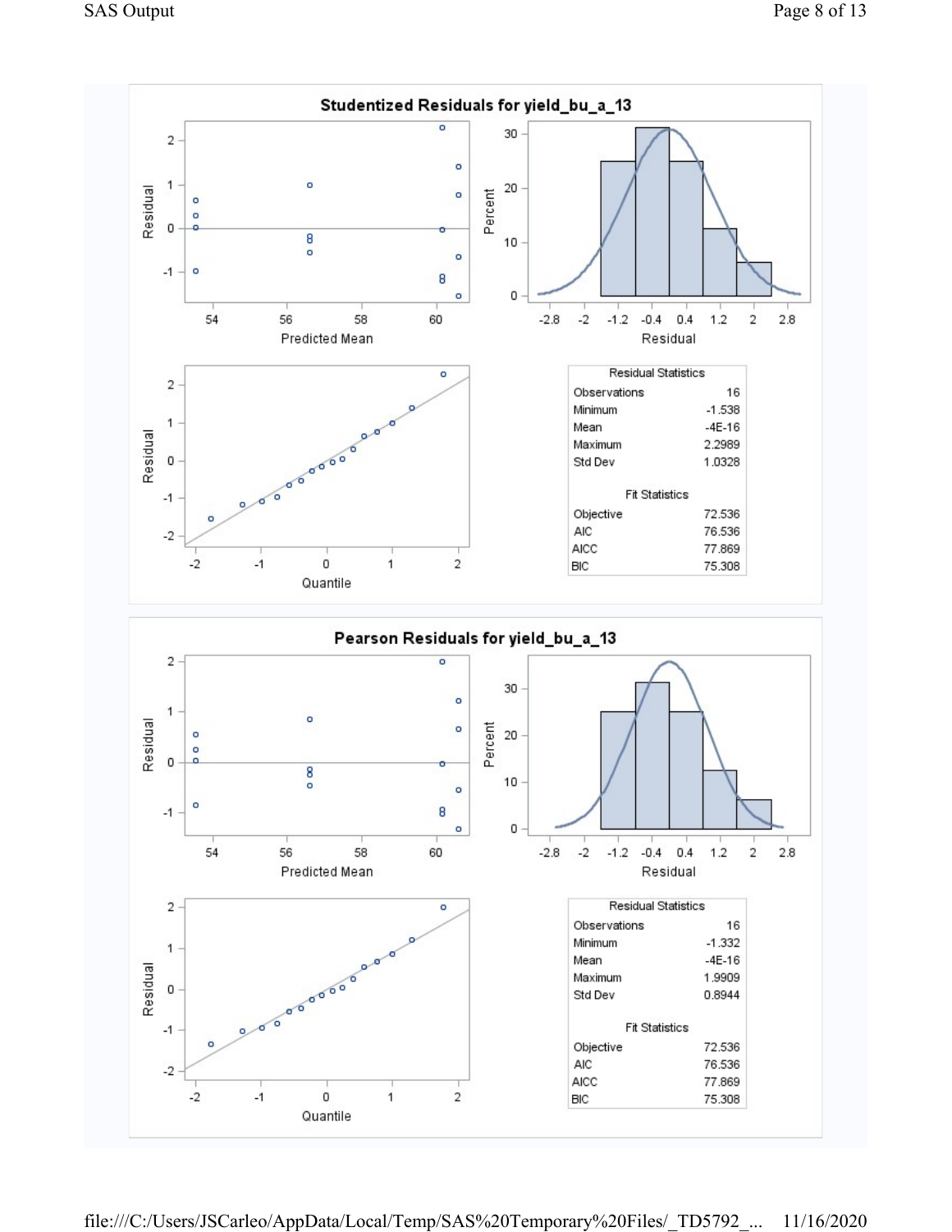## Studentized Residuals for yield_bu_a_13

| Residual Statistics | |
|---|---|
| Observations | 16 |
| Minimum | -1.538 |
| Mean | -4E-16 |
| Maximum | 2.2989 |
| Std Dev | 1.0328 |

| Fit Statistics | |
|---|---|
| Objective | 72.536 |
| AIC | 76.536 |
| AICC | 77.869 |
| BIC | 75.308 |

## Pearson Residuals for yield_bu_a_13

| Residual Statistics | |
|---|---|
| Observations | 16 |
| Minimum | -1.332 |
| Mean | -4E-16 |
| Maximum | 1.9909 |
| Std Dev | 0.8944 |

| Fit Statistics | |
|---|---|
| Objective | 72.536 |
| AIC | 76.536 |
| AICC | 77.869 |
| BIC | 75.308 |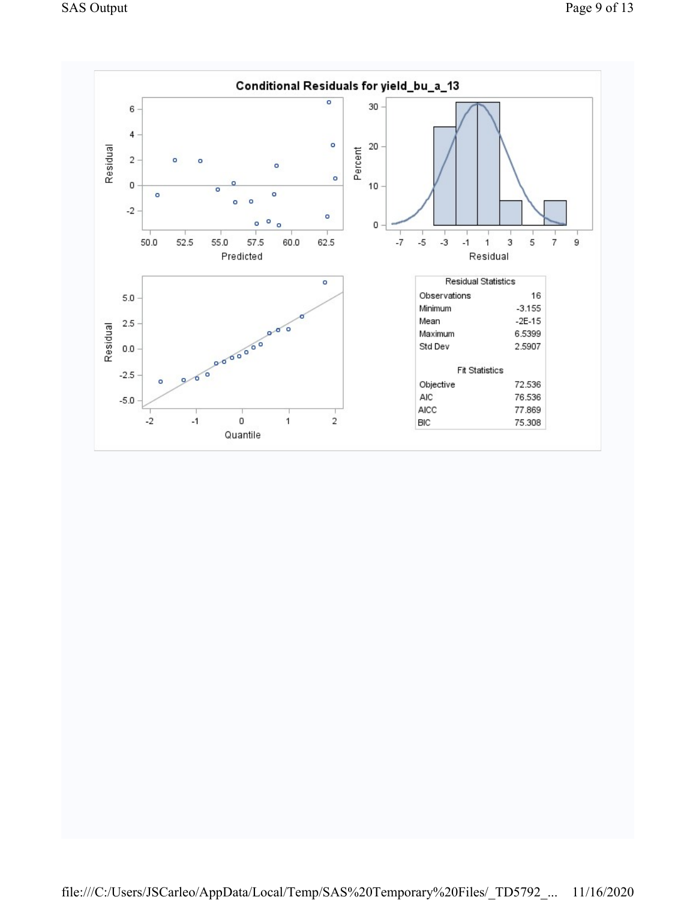## Conditional Residuals for yield_bu_a_13

| Residual Statistics | |
|---|---|
| Observations | 16 |
| Minimum | -3.155 |
| Mean | -2E-15 |
| Maximum | 6.5399 |
| Std Dev | 2.5907 |

| Fit Statistics | |
|---|---|
| Objective | 72.536 |
| AIC | 76.536 |
| AICC | 77.869 |
| BIC | 75.308 |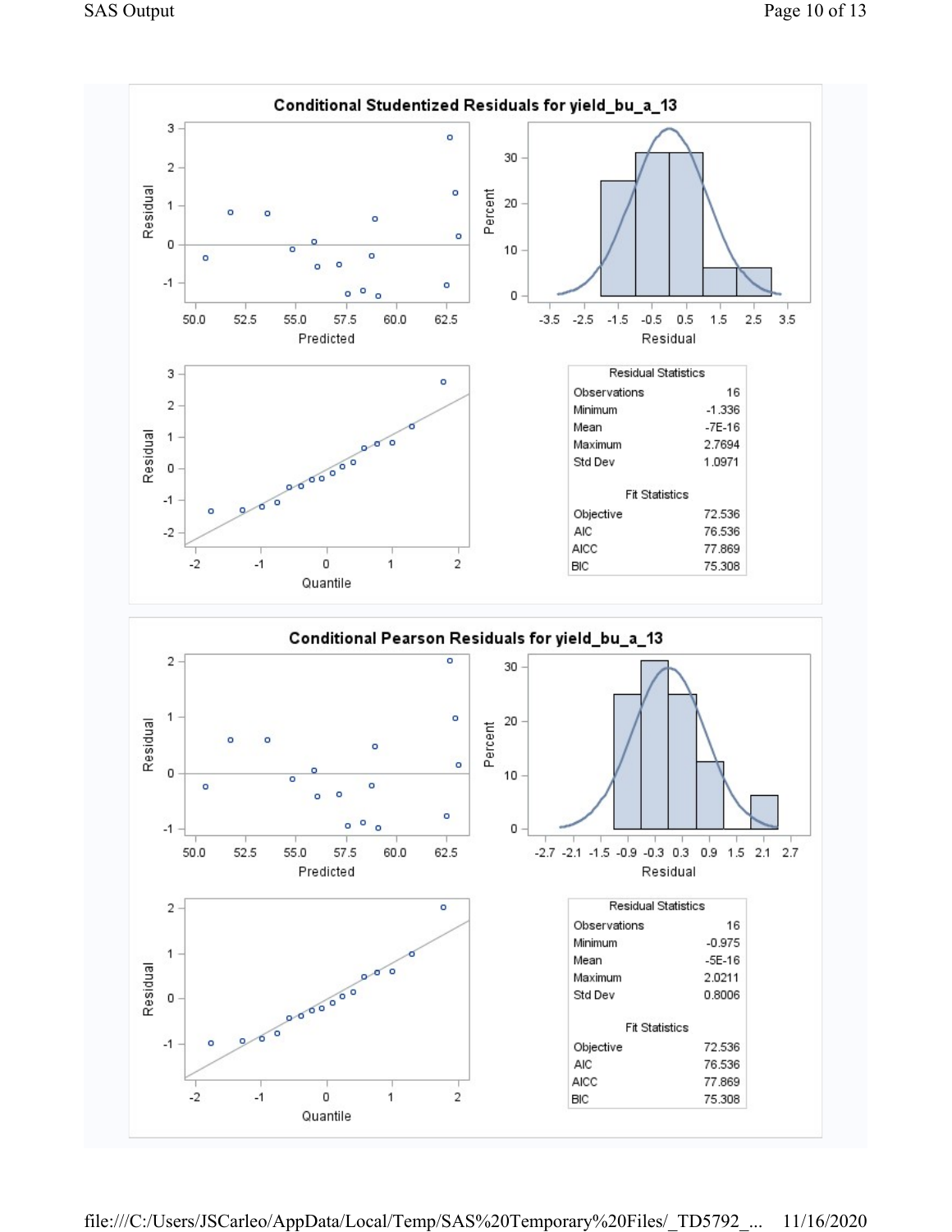## Conditional Studentized Residuals for yield_bu_a_13

| Residual Statistics | |
|---|---|
| Observations | 16 |
| Minimum | -1.336 |
| Mean | -7E-16 |
| Maximum | 2.7694 |
| Std Dev | 1.0971 |

| Fit Statistics | |
|---|---|
| Objective | 72.536 |
| AIC | 76.536 |
| AICC | 77.869 |
| BIC | 75.308 |

## Conditional Pearson Residuals for yield_bu_a_13

| Residual Statistics | |
|---|---|
| Observations | 16 |
| Minimum | -0.975 |
| Mean | -5E-16 |
| Maximum | 2.0211 |
| Std Dev | 0.8006 |

| Fit Statistics | |
|---|---|
| Objective | 72.536 |
| AIC | 76.536 |
| AICC | 77.869 |
| BIC | 75.308 |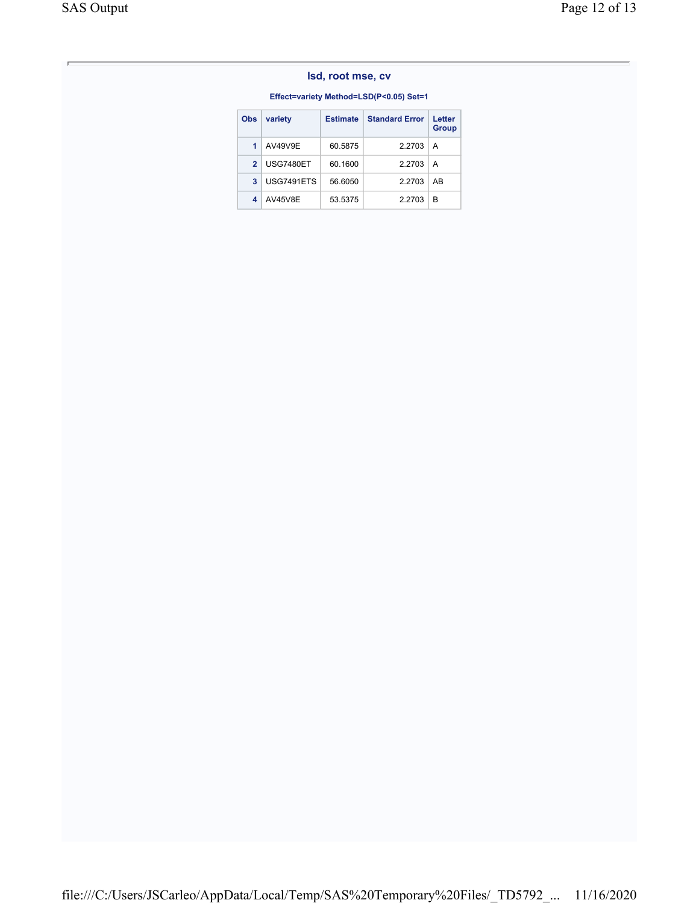## lsd, root mse, cv

### Effect=variety Method=LSD(P<0.05) Set=1

| Obs | variety | Estimate | Standard Error | Letter Group |
|---|---|---|---|---|
| 1 | AV49V9E | 60.5875 | 2.2703 | A |
| 2 | USG7480ET | 60.1600 | 2.2703 | A |
| 3 | USG7491ETS | 56.6050 | 2.2703 | AB |
| 4 | AV45V8E | 53.5375 | 2.2703 | B |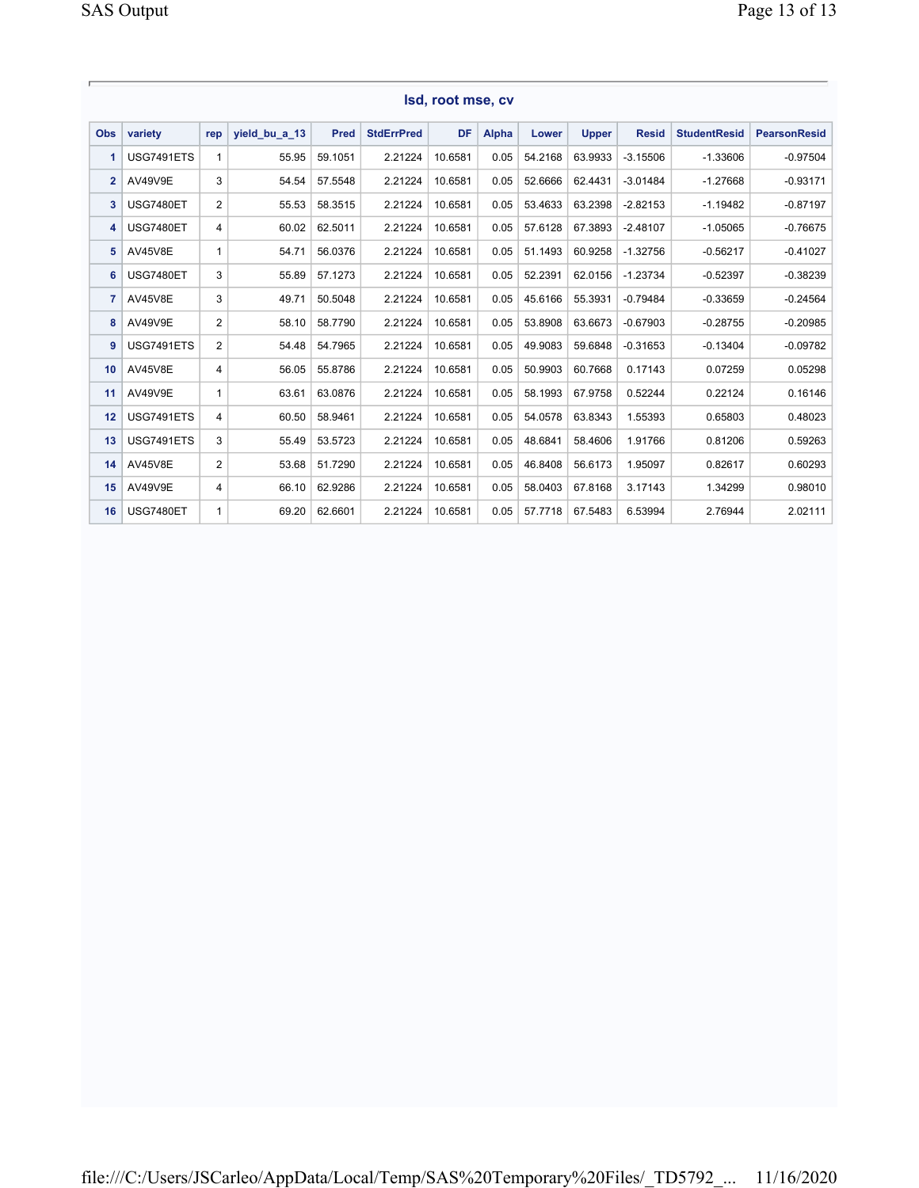## lsd, root mse, cv

| Obs | variety | rep | yield_bu_a_13 | Pred | StdErrPred | DF | Alpha | Lower | Upper | Resid | StudentResid | PearsonResid |
|---|---|---|---|---|---|---|---|---|---|---|---|---|
| 1 | USG7491ETS | 1 | 55.95 | 59.1051 | 2.21224 | 10.6581 | 0.05 | 54.2168 | 63.9933 | -3.15506 | -1.33606 | -0.97504 |
| 2 | AV49V9E | 3 | 54.54 | 57.5548 | 2.21224 | 10.6581 | 0.05 | 52.6666 | 62.4431 | -3.01484 | -1.27668 | -0.93171 |
| 3 | USG7480ET | 2 | 55.53 | 58.3515 | 2.21224 | 10.6581 | 0.05 | 53.4633 | 63.2398 | -2.82153 | -1.19482 | -0.87197 |
| 4 | USG7480ET | 4 | 60.02 | 62.5011 | 2.21224 | 10.6581 | 0.05 | 57.6128 | 67.3893 | -2.48107 | -1.05065 | -0.76675 |
| 5 | AV45V8E | 1 | 54.71 | 56.0376 | 2.21224 | 10.6581 | 0.05 | 51.1493 | 60.9258 | -1.32756 | -0.56217 | -0.41027 |
| 6 | USG7480ET | 3 | 55.89 | 57.1273 | 2.21224 | 10.6581 | 0.05 | 52.2391 | 62.0156 | -1.23734 | -0.52397 | -0.38239 |
| 7 | AV45V8E | 3 | 49.71 | 50.5048 | 2.21224 | 10.6581 | 0.05 | 45.6166 | 55.3931 | -0.79484 | -0.33659 | -0.24564 |
| 8 | AV49V9E | 2 | 58.10 | 58.7790 | 2.21224 | 10.6581 | 0.05 | 53.8908 | 63.6673 | -0.67903 | -0.28755 | -0.20985 |
| 9 | USG7491ETS | 2 | 54.48 | 54.7965 | 2.21224 | 10.6581 | 0.05 | 49.9083 | 59.6848 | -0.31653 | -0.13404 | -0.09782 |
| 10 | AV45V8E | 4 | 56.05 | 55.8786 | 2.21224 | 10.6581 | 0.05 | 50.9903 | 60.7668 | 0.17143 | 0.07259 | 0.05298 |
| 11 | AV49V9E | 1 | 63.61 | 63.0876 | 2.21224 | 10.6581 | 0.05 | 58.1993 | 67.9758 | 0.52244 | 0.22124 | 0.16146 |
| 12 | USG7491ETS | 4 | 60.50 | 58.9461 | 2.21224 | 10.6581 | 0.05 | 54.0578 | 63.8343 | 1.55393 | 0.65803 | 0.48023 |
| 13 | USG7491ETS | 3 | 55.49 | 53.5723 | 2.21224 | 10.6581 | 0.05 | 48.6841 | 58.4606 | 1.91766 | 0.81206 | 0.59263 |
| 14 | AV45V8E | 2 | 53.68 | 51.7290 | 2.21224 | 10.6581 | 0.05 | 46.8408 | 56.6173 | 1.95097 | 0.82617 | 0.60293 |
| 15 | AV49V9E | 4 | 66.10 | 62.9286 | 2.21224 | 10.6581 | 0.05 | 58.0403 | 67.8168 | 3.17143 | 1.34299 | 0.98010 |
| 16 | USG7480ET | 1 | 69.20 | 62.6601 | 2.21224 | 10.6581 | 0.05 | 57.7718 | 67.5483 | 6.53994 | 2.76944 | 2.02111 |